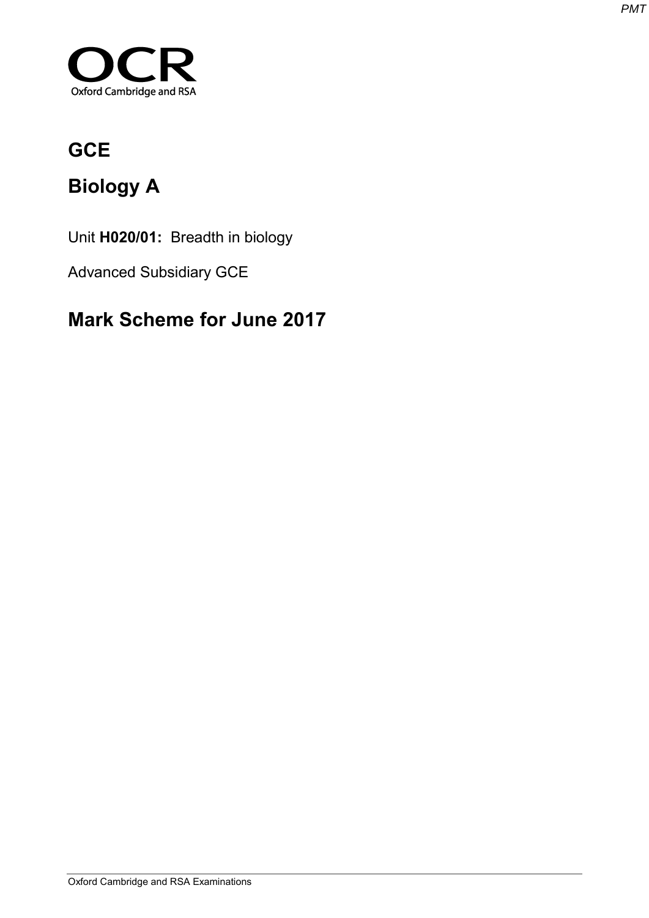OCR

Oxford Cambridge and RSA

# GCE

# Biology A

Unit **H020/01:** Breadth in biology

Advanced Subsidiary GCE

## Mark Scheme for June 2017

Oxford Cambridge and RSA Examinations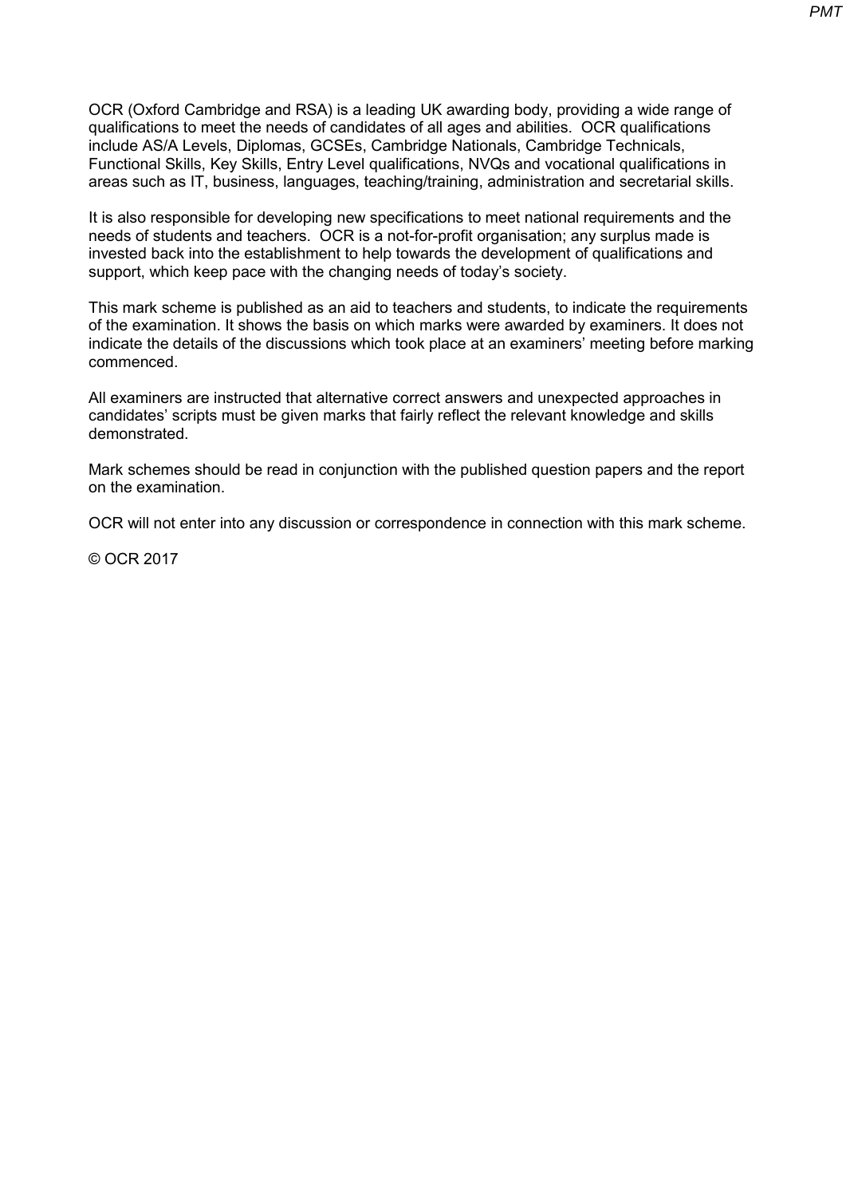OCR (Oxford Cambridge and RSA) is a leading UK awarding body, providing a wide range of qualifications to meet the needs of candidates of all ages and abilities. OCR qualifications include AS/A Levels, Diplomas, GCSEs, Cambridge Nationals, Cambridge Technicals, Functional Skills, Key Skills, Entry Level qualifications, NVQs and vocational qualifications in areas such as IT, business, languages, teaching/training, administration and secretarial skills.

It is also responsible for developing new specifications to meet national requirements and the needs of students and teachers. OCR is a not-for-profit organisation; any surplus made is invested back into the establishment to help towards the development of qualifications and support, which keep pace with the changing needs of today's society.

This mark scheme is published as an aid to teachers and students, to indicate the requirements of the examination. It shows the basis on which marks were awarded by examiners. It does not indicate the details of the discussions which took place at an examiners' meeting before marking commenced.

All examiners are instructed that alternative correct answers and unexpected approaches in candidates' scripts must be given marks that fairly reflect the relevant knowledge and skills demonstrated.

Mark schemes should be read in conjunction with the published question papers and the report on the examination.

OCR will not enter into any discussion or correspondence in connection with this mark scheme.

© OCR 2017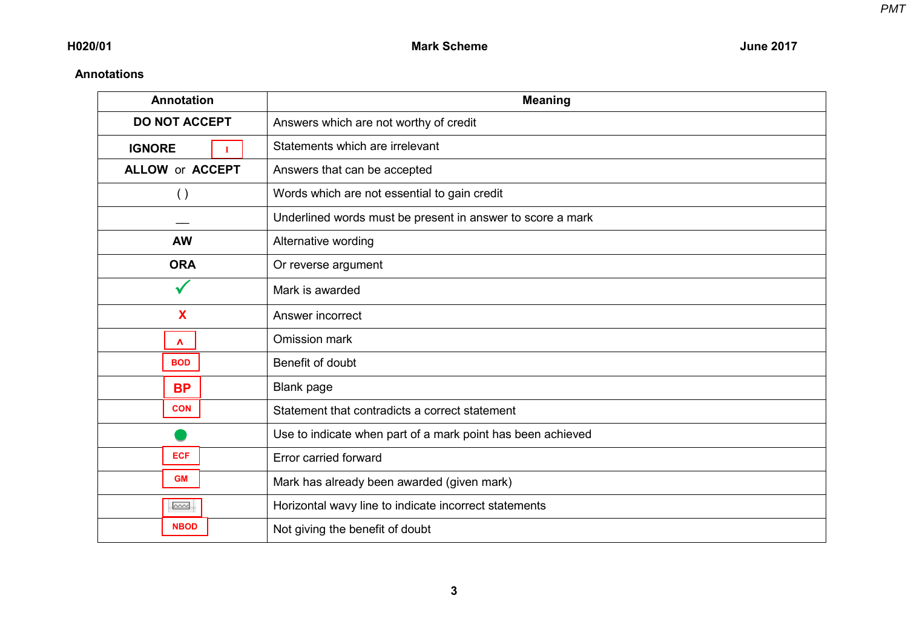## Annotations

| Annotation | Meaning |
|---|---|
| **DO NOT ACCEPT** | Answers which are not worthy of credit |
| **IGNORE** I | Statements which are irrelevant |
| **ALLOW** or **ACCEPT** | Answers that can be accepted |
| ( ) | Words which are not essential to gain credit |
| __ | Underlined words must be present in answer to score a mark |
| **AW** | Alternative wording |
| **ORA** | Or reverse argument |
| ✓ | Mark is awarded |
| X | Answer incorrect |
| ^ | Omission mark |
| BOD | Benefit of doubt |
| BP | Blank page |
| CON | Statement that contradicts a correct statement |
| ● | Use to indicate when part of a mark point has been achieved |
| ECF | Error carried forward |
| GM | Mark has already been awarded (given mark) |
| 〰 | Horizontal wavy line to indicate incorrect statements |
| NBOD | Not giving the benefit of doubt |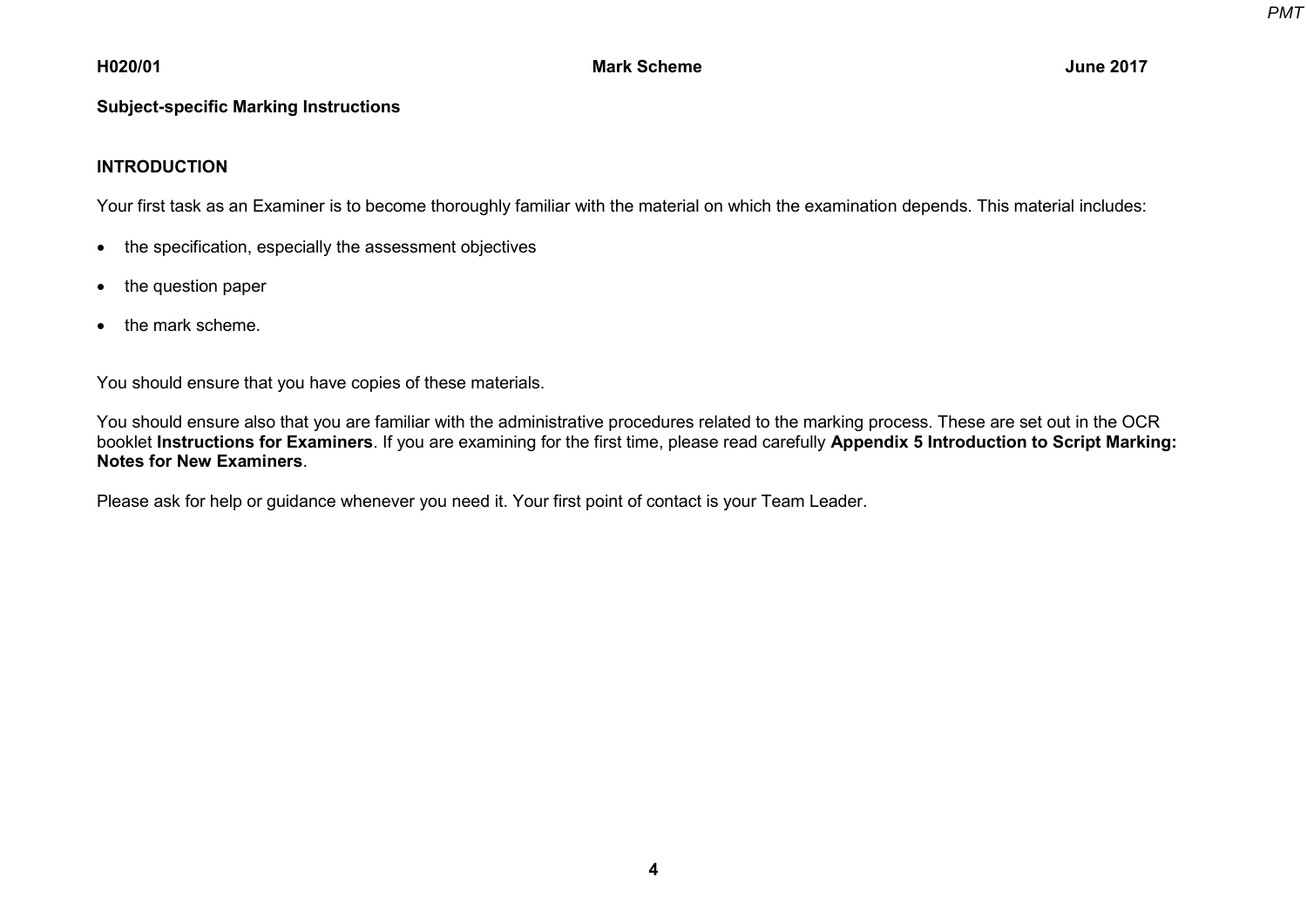**Subject-specific Marking Instructions**

**INTRODUCTION**

Your first task as an Examiner is to become thoroughly familiar with the material on which the examination depends. This material includes:

- the specification, especially the assessment objectives
- the question paper
- the mark scheme.

You should ensure that you have copies of these materials.

You should ensure also that you are familiar with the administrative procedures related to the marking process. These are set out in the OCR booklet **Instructions for Examiners**. If you are examining for the first time, please read carefully **Appendix 5 Introduction to Script Marking: Notes for New Examiners**.

Please ask for help or guidance whenever you need it. Your first point of contact is your Team Leader.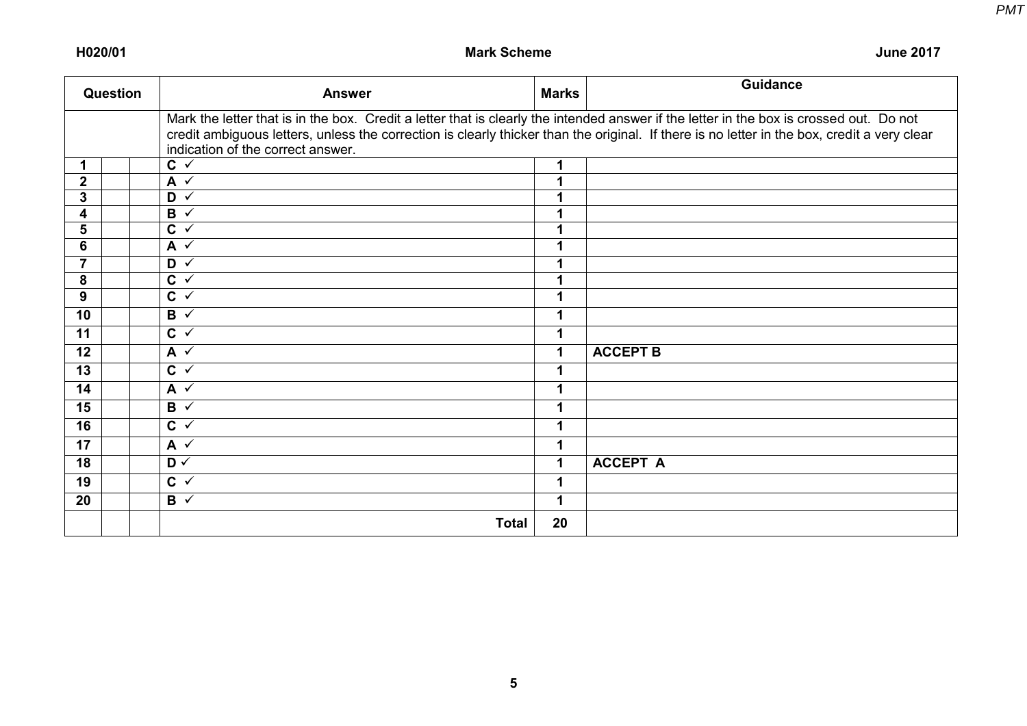| Question | | | Answer | Marks | Guidance |
|---|---|---|---|---|---|
| | | | Mark the letter that is in the box. Credit a letter that is clearly the intended answer if the letter in the box is crossed out. Do not credit ambiguous letters, unless the correction is clearly thicker than the original. If there is no letter in the box, credit a very clear indication of the correct answer. | | |
| **1** | | | **C** ✓ | **1** | |
| **2** | | | **A** ✓ | **1** | |
| **3** | | | **D** ✓ | **1** | |
| **4** | | | **B** ✓ | **1** | |
| **5** | | | **C** ✓ | **1** | |
| **6** | | | **A** ✓ | **1** | |
| **7** | | | **D** ✓ | **1** | |
| **8** | | | **C** ✓ | **1** | |
| **9** | | | **C** ✓ | **1** | |
| **10** | | | **B** ✓ | **1** | |
| **11** | | | **C** ✓ | **1** | |
| **12** | | | **A** ✓ | **1** | **ACCEPT B** |
| **13** | | | **C** ✓ | **1** | |
| **14** | | | **A** ✓ | **1** | |
| **15** | | | **B** ✓ | **1** | |
| **16** | | | **C** ✓ | **1** | |
| **17** | | | **A** ✓ | **1** | |
| **18** | | | **D** ✓ | **1** | **ACCEPT A** |
| **19** | | | **C** ✓ | **1** | |
| **20** | | | **B** ✓ | **1** | |
| | | | **Total** | **20** | |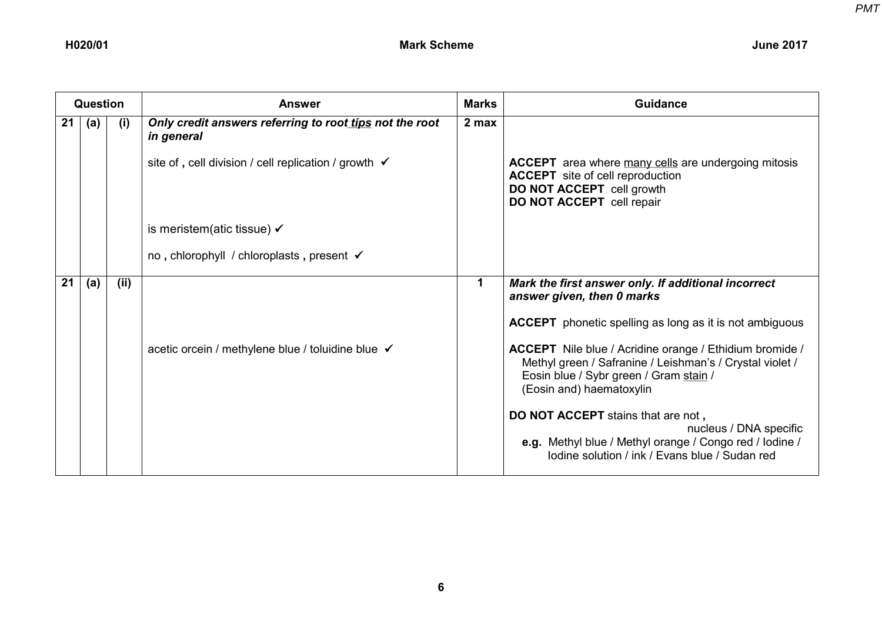| Question | | | Answer | Marks | Guidance |
|---|---|---|---|---|---|
| 21 | (a) | (i) | ***Only credit answers referring to root tips not the root in general*** <br><br> site of **,** cell division / cell replication / growth ✓ <br><br> is meristem(atic tissue) ✓ <br><br> no **,** chlorophyll / chloroplasts **,** present ✓ | **2 max** | **ACCEPT** area where many cells are undergoing mitosis <br> **ACCEPT** site of cell reproduction <br> **DO NOT ACCEPT** cell growth <br> **DO NOT ACCEPT** cell repair |
| 21 | (a) | (ii) | acetic orcein / methylene blue / toluidine blue ✓ | **1** | ***Mark the first answer only. If additional incorrect answer given, then 0 marks*** <br><br> **ACCEPT** phonetic spelling as long as it is not ambiguous <br><br> **ACCEPT** Nile blue / Acridine orange / Ethidium bromide / Methyl green / Safranine / Leishman's / Crystal violet / Eosin blue / Sybr green / Gram stain / (Eosin and) haematoxylin <br><br> **DO NOT ACCEPT** stains that are not **,** nucleus / DNA specific <br> **e.g.** Methyl blue / Methyl orange / Congo red / Iodine / Iodine solution / ink / Evans blue / Sudan red |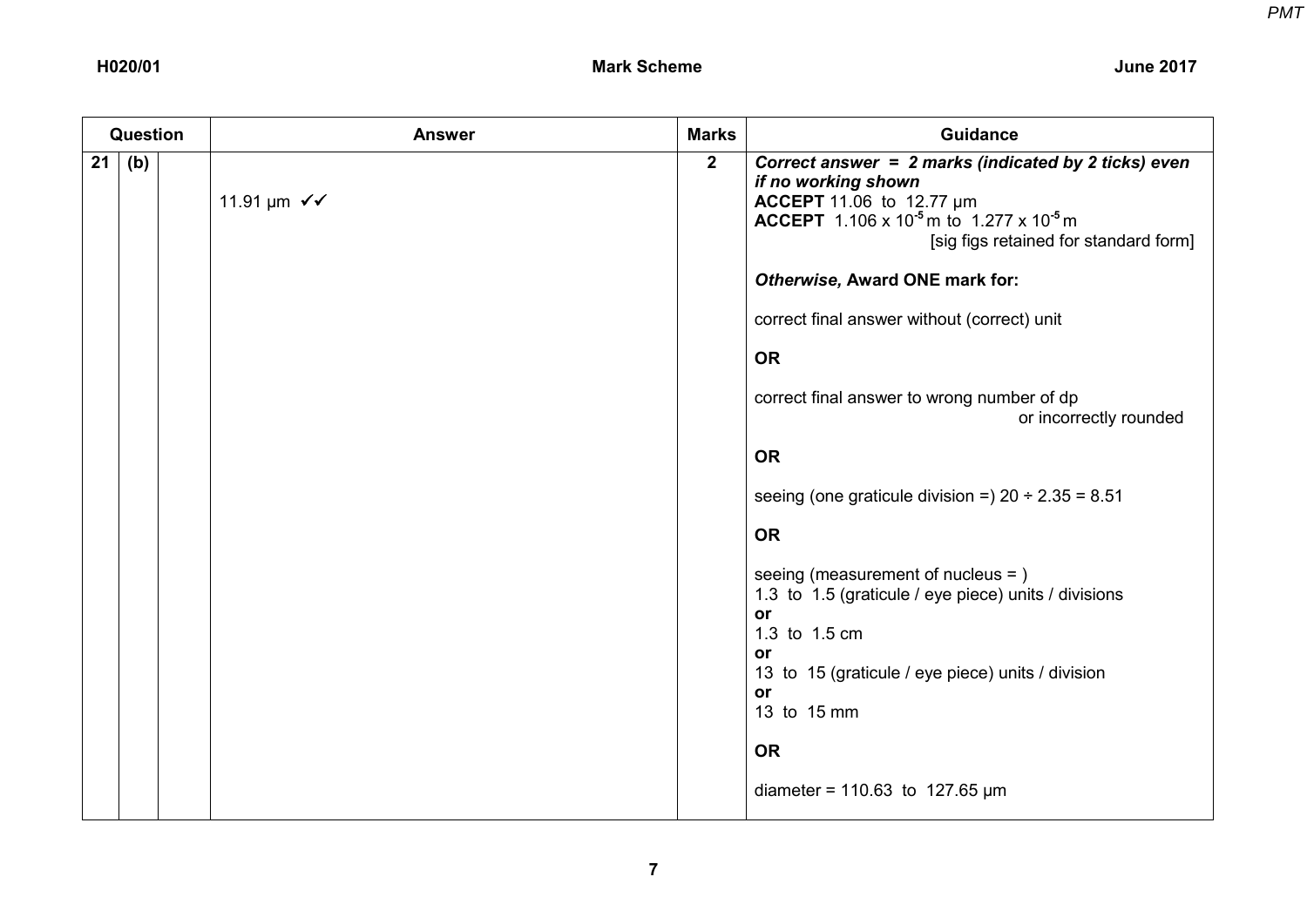| Question | | | Answer | Marks | Guidance |
|---|---|---|---|---|---|
| 21 | (b) | | 11.91 μm ✓✓ | 2 | ***Correct answer = 2 marks (indicated by 2 ticks) even if no working shown***<br>**ACCEPT** 11.06 to 12.77 μm<br>**ACCEPT** $1.106 \times 10^{-5}$ m to $1.277 \times 10^{-5}$ m [sig figs retained for standard form]<br><br>***Otherwise,* Award ONE mark for:**<br><br>correct final answer without (correct) unit<br><br>**OR**<br><br>correct final answer to wrong number of dp or incorrectly rounded<br><br>**OR**<br><br>seeing (one graticule division =) 20 ÷ 2.35 = 8.51<br><br>**OR**<br><br>seeing (measurement of nucleus = )<br>1.3 to 1.5 (graticule / eye piece) units / divisions<br>**or**<br>1.3 to 1.5 cm<br>**or**<br>13 to 15 (graticule / eye piece) units / division<br>**or**<br>13 to 15 mm<br><br>**OR**<br><br>diameter = 110.63 to 127.65 μm |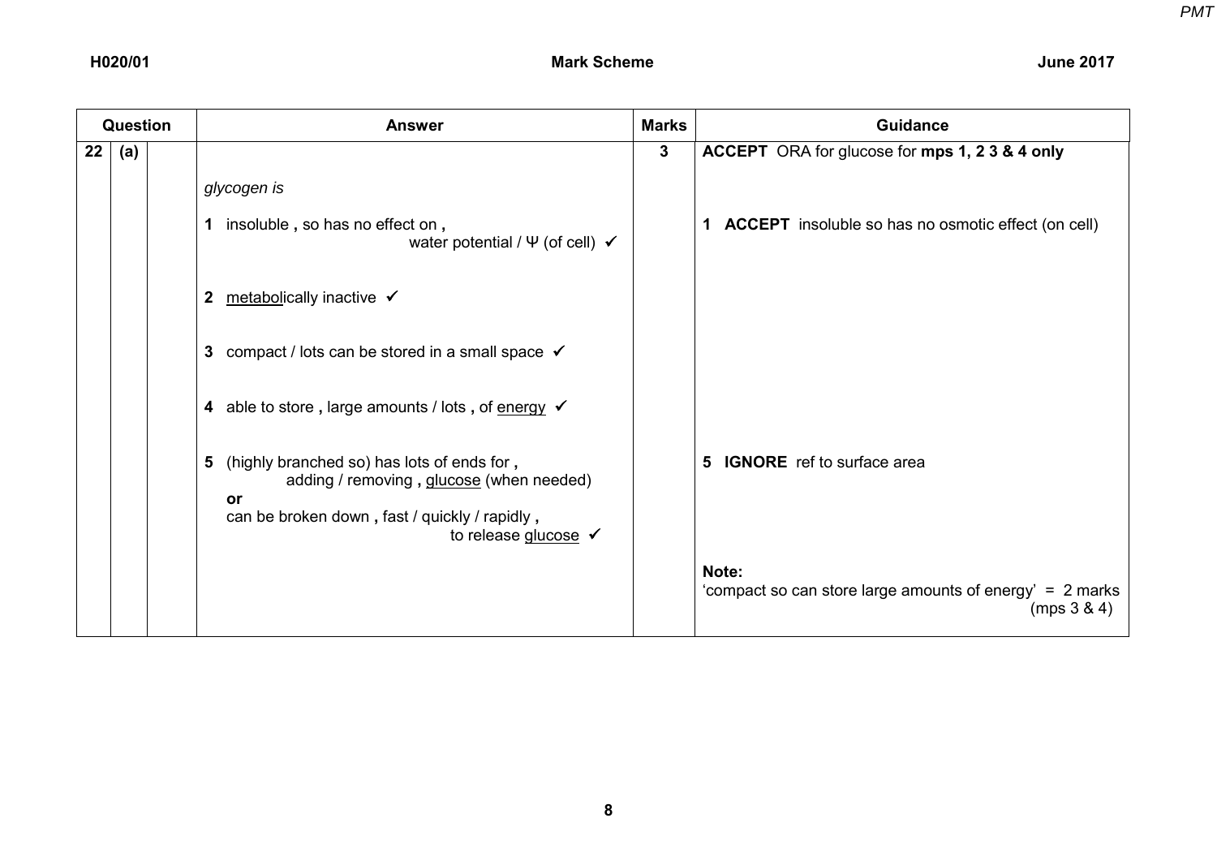| Question | | | Answer | Marks | Guidance |
|---|---|---|---|---|---|
| 22 | (a) | | *glycogen is*<br><br>**1** insoluble **,** so has no effect on **,** water potential / Ψ (of cell) ✓<br><br>**2** metabolically inactive ✓<br><br>**3** compact / lots can be stored in a small space ✓<br><br>**4** able to store **,** large amounts / lots **,** of energy ✓<br><br>**5** (highly branched so) has lots of ends for **,** adding / removing **,** glucose (when needed)<br>**or**<br>can be broken down **,** fast / quickly / rapidly **,** to release glucose ✓ | **3** | **ACCEPT** ORA for glucose for **mps 1, 2 3 & 4 only**<br><br>**1 ACCEPT** insoluble so has no osmotic effect (on cell)<br><br>**5 IGNORE** ref to surface area<br><br>**Note:**<br>'compact so can store large amounts of energy' = 2 marks (mps 3 & 4) |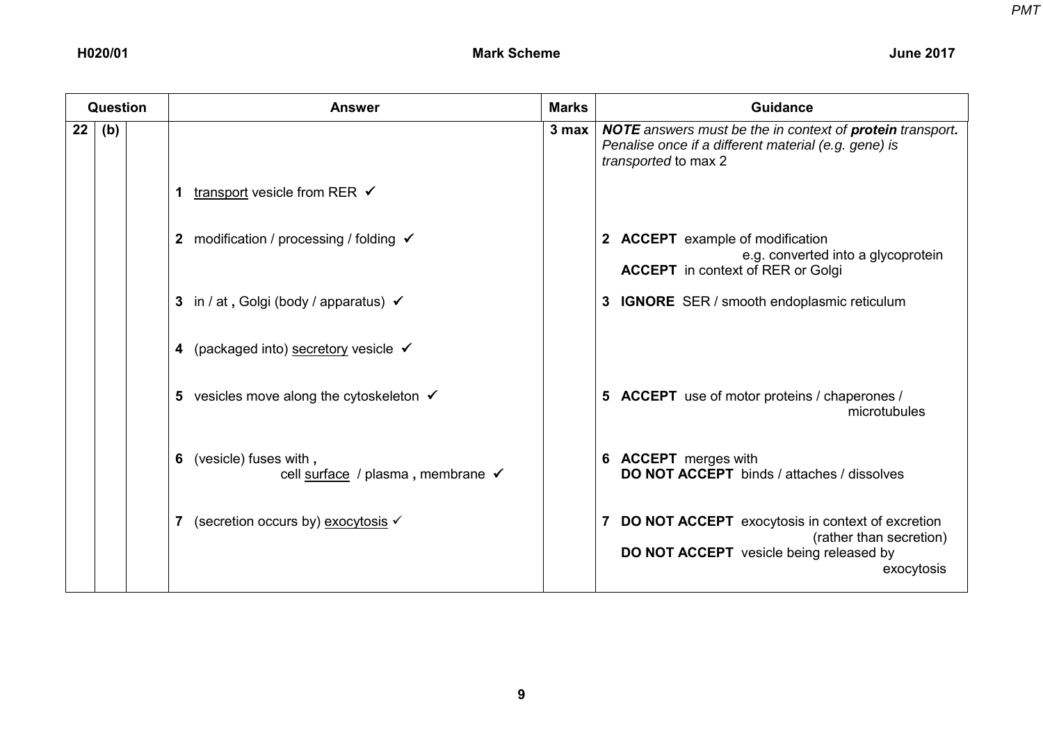| Question | | | Answer | Marks | Guidance |
|---|---|---|---|---|---|
| 22 | (b) | | | 3 max | ***NOTE** answers must be the in context of **protein** transport. Penalise once if a different material (e.g. gene) is transported* to max 2 |
| | | | 1 transport vesicle from RER ✓ | | |
| | | | 2 modification / processing / folding ✓ | | 2 **ACCEPT** example of modification e.g. converted into a glycoprotein **ACCEPT** in context of RER or Golgi |
| | | | 3 in / at **,** Golgi (body / apparatus) ✓ | | 3 **IGNORE** SER / smooth endoplasmic reticulum |
| | | | 4 (packaged into) secretory vesicle ✓ | | |
| | | | 5 vesicles move along the cytoskeleton ✓ | | 5 **ACCEPT** use of motor proteins / chaperones / microtubules |
| | | | 6 (vesicle) fuses with **,** cell surface / plasma **,** membrane ✓ | | 6 **ACCEPT** merges with **DO NOT ACCEPT** binds / attaches / dissolves |
| | | | 7 (secretion occurs by) exocytosis ✓ | | 7 **DO NOT ACCEPT** exocytosis in context of excretion (rather than secretion) **DO NOT ACCEPT** vesicle being released by exocytosis |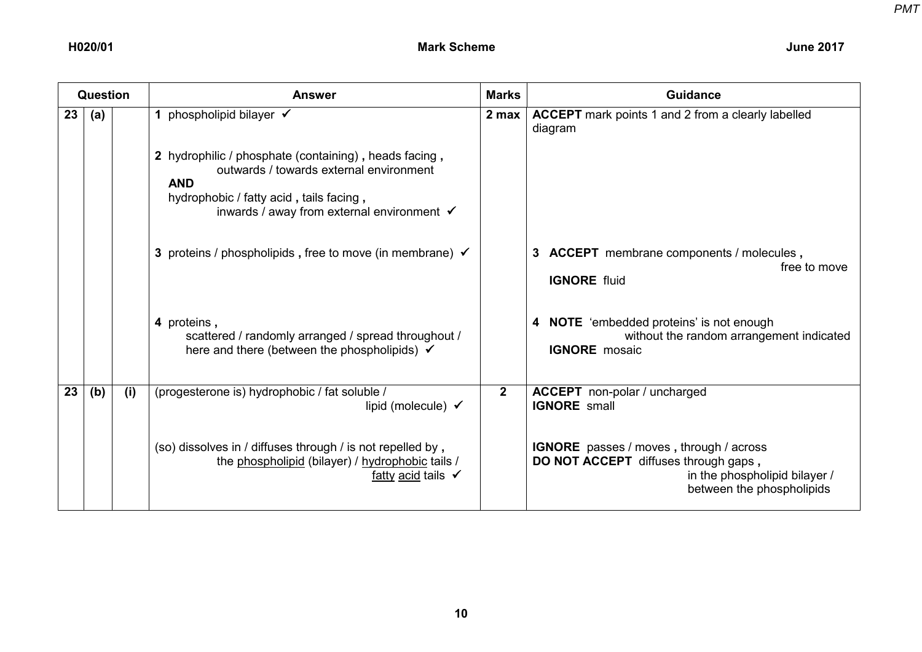| Question | | | Answer | Marks | Guidance |
|---|---|---|---|---|---|
| 23 | (a) | | **1** phospholipid bilayer ✓<br><br>**2** hydrophilic / phosphate (containing) **,** heads facing **,** outwards / towards external environment **AND** hydrophobic / fatty acid **,** tails facing **,** inwards / away from external environment ✓<br><br>**3** proteins / phospholipids **,** free to move (in membrane) ✓<br><br>**4** proteins **,** scattered / randomly arranged / spread throughout / here and there (between the phospholipids) ✓ | **2 max** | **ACCEPT** mark points 1 and 2 from a clearly labelled diagram<br><br>**3 ACCEPT** membrane components / molecules **,** free to move<br>**IGNORE** fluid<br><br>**4 NOTE** 'embedded proteins' is not enough without the random arrangement indicated<br>**IGNORE** mosaic |
| 23 | (b) | (i) | (progesterone is) hydrophobic / fat soluble / lipid (molecule) ✓<br><br>(so) dissolves in / diffuses through / is not repelled by **,** the <u>phospholipid</u> (bilayer) / <u>hydrophobic</u> tails / <u>fatty</u> <u>acid</u> tails ✓ | **2** | **ACCEPT** non-polar / uncharged<br>**IGNORE** small<br><br>**IGNORE** passes / moves **,** through / across<br>**DO NOT ACCEPT** diffuses through gaps **,** in the phospholipid bilayer / between the phospholipids |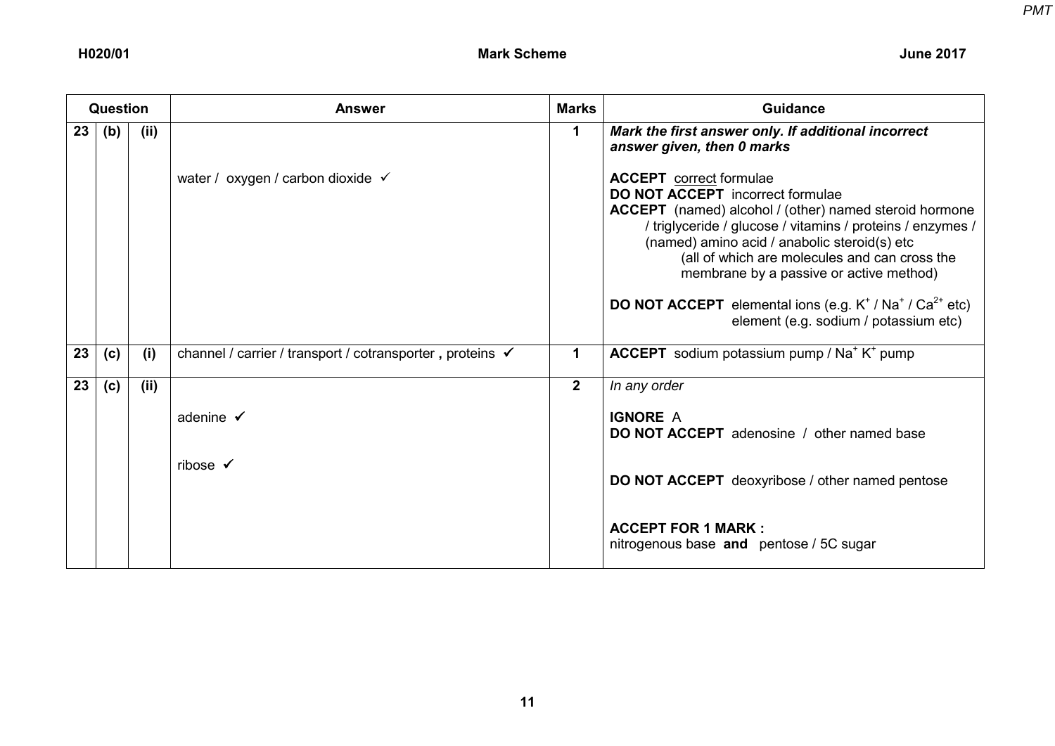| Question | | | Answer | Marks | Guidance |
|---|---|---|---|---|---|
| 23 | (b) | (ii) | water / oxygen / carbon dioxide ✓ | 1 | ***Mark the first answer only. If additional incorrect answer given, then 0 marks***<br><br>**ACCEPT** correct formulae<br>**DO NOT ACCEPT** incorrect formulae<br>**ACCEPT** (named) alcohol / (other) named steroid hormone / triglyceride / glucose / vitamins / proteins / enzymes / (named) amino acid / anabolic steroid(s) etc (all of which are molecules and can cross the membrane by a passive or active method)<br><br>**DO NOT ACCEPT** elemental ions (e.g. $K^+$ / $Na^+$ / $Ca^{2+}$ etc) element (e.g. sodium / potassium etc) |
| 23 | (c) | (i) | channel / carrier / transport / cotransporter **,** proteins ✓ | 1 | **ACCEPT** sodium potassium pump / $Na^+$ $K^+$ pump |
| 23 | (c) | (ii) | adenine ✓<br><br>ribose ✓ | 2 | *In any order*<br><br>**IGNORE** A<br>**DO NOT ACCEPT** adenosine / other named base<br><br>**DO NOT ACCEPT** deoxyribose / other named pentose<br><br>**ACCEPT FOR 1 MARK :**<br>nitrogenous base **and** pentose / 5C sugar |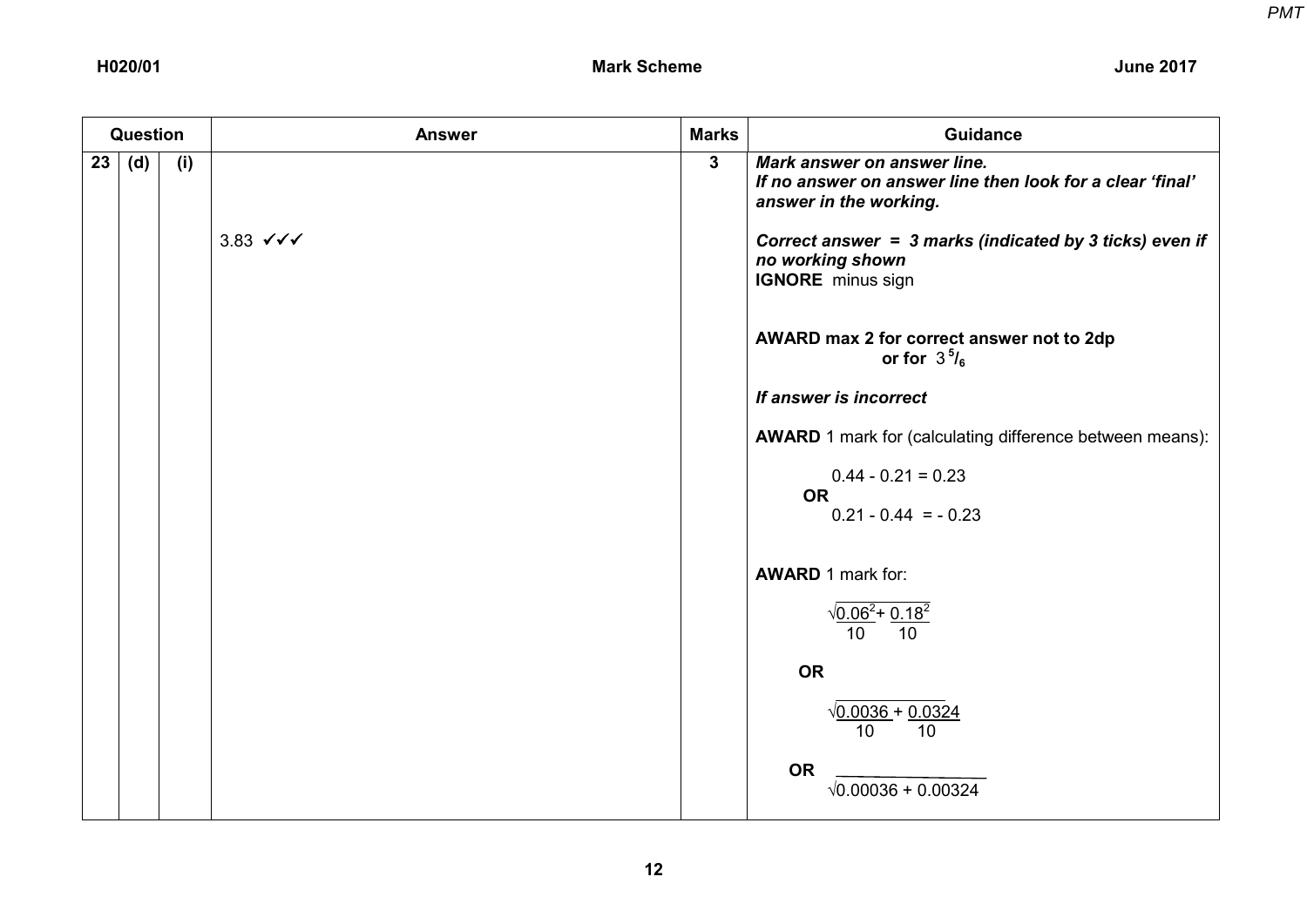| Question | | | Answer | Marks | Guidance |
|---|---|---|---|---|---|
| 23 | (d) | (i) | 3.83 ✓✓✓ | 3 | ***Mark answer on answer line.*** <br> ***If no answer on answer line then look for a clear 'final' answer in the working.*** <br><br> ***Correct answer = 3 marks (indicated by 3 ticks) even if no working shown*** <br> **IGNORE** minus sign <br><br> **AWARD max 2 for correct answer not to 2dp or for** $3\,^{5}/_{6}$ <br><br> ***If answer is incorrect*** <br><br> **AWARD** 1 mark for (calculating difference between means): <br> 0.44 - 0.21 = 0.23 <br> **OR** <br> 0.21 - 0.44 = - 0.23 <br><br> **AWARD** 1 mark for: <br> $\sqrt{\frac{0.06^2}{10} + \frac{0.18^2}{10}}$ <br> **OR** <br> $\sqrt{\frac{0.0036}{10} + \frac{0.0324}{10}}$ <br> **OR** <br> $\sqrt{0.00036 + 0.00324}$ |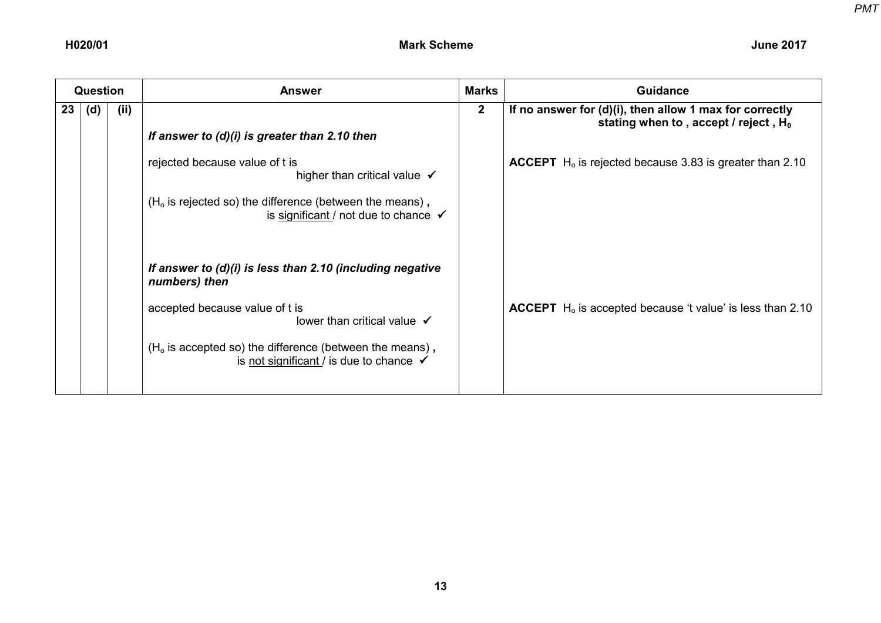| Question | | | Answer | Marks | Guidance |
|---|---|---|---|---|---|
| 23 | (d) | (ii) | ***If answer to (d)(i) is greater than 2.10 then***<br><br>rejected because value of t is higher than critical value ✓<br><br>($H_o$ is rejected so) the difference (between the means) **,** is <u>significant</u> / not due to chance ✓<br><br>***If answer to (d)(i) is less than 2.10 (including negative numbers) then***<br><br>accepted because value of t is lower than critical value ✓<br><br>($H_o$ is accepted so) the difference (between the means) **,** is <u>not significant</u> / is due to chance ✓ | 2 | **If no answer for (d)(i), then allow 1 max for correctly stating when to , accept / reject , $H_0$**<br><br>**ACCEPT** $H_o$ is rejected because 3.83 is greater than 2.10<br><br>**ACCEPT** $H_o$ is accepted because 't value' is less than 2.10 |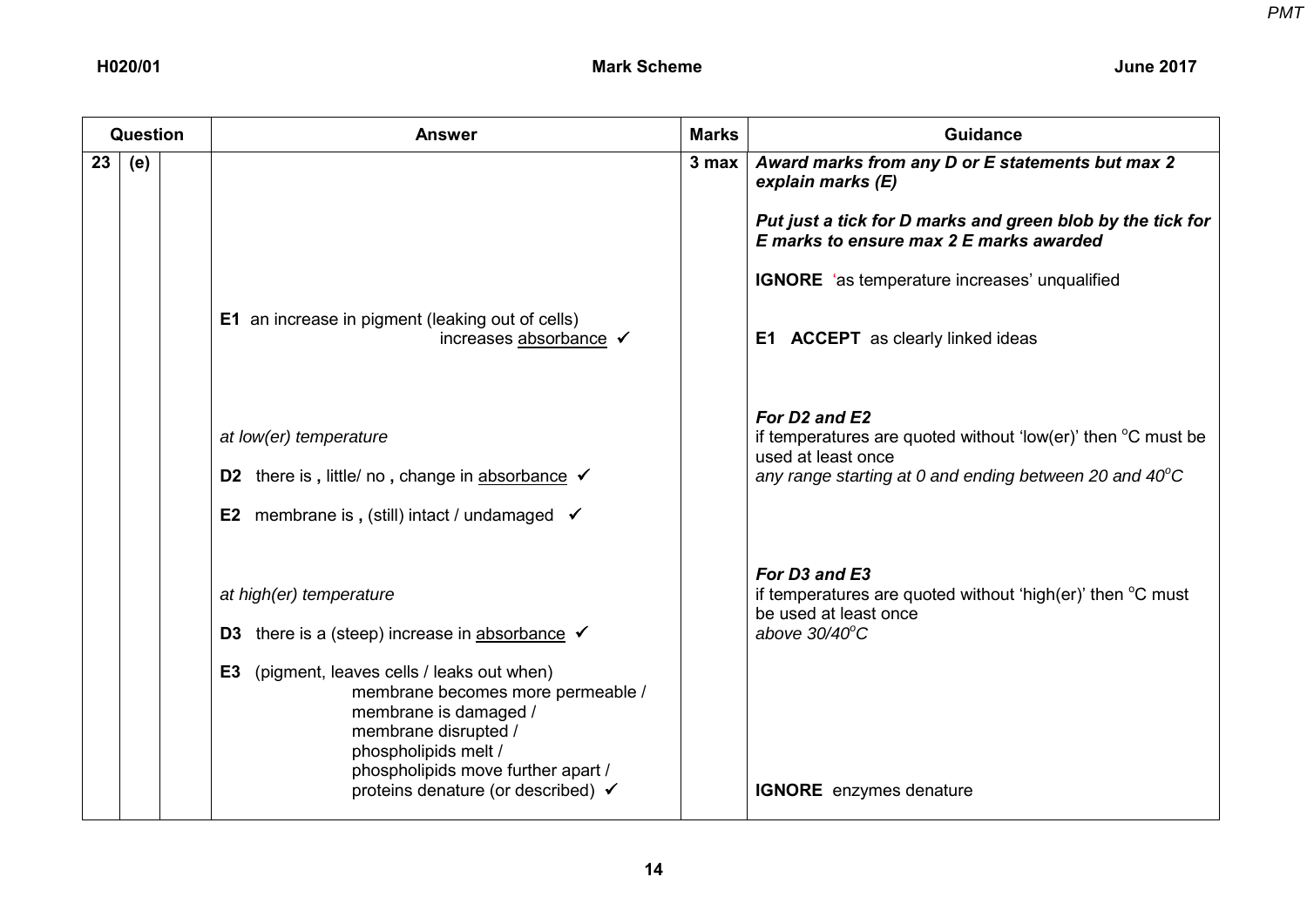| Question | | | Answer | Marks | Guidance |
|---|---|---|---|---|---|
| 23 | (e) | | | 3 max | ***Award marks from any D or E statements but max 2 explain marks (E)***<br><br>***Put just a tick for D marks and green blob by the tick for E marks to ensure max 2 E marks awarded***<br><br>**IGNORE** 'as temperature increases' unqualified |
| | | | **E1** an increase in pigment (leaking out of cells) increases <u>absorbance</u> ✓ | | **E1 ACCEPT** as clearly linked ideas |
| | | | *at low(er) temperature*<br><br>**D2** there is **,** little/ no **,** change in <u>absorbance</u> ✓<br><br>**E2** membrane is **,** (still) intact / undamaged ✓ | | ***For D2 and E2***<br>if temperatures are quoted without 'low(er)' then °C must be used at least once<br>*any range starting at 0 and ending between 20 and 40°C* |
| | | | *at high(er) temperature*<br><br>**D3** there is a (steep) increase in <u>absorbance</u> ✓<br><br>**E3** (pigment, leaves cells / leaks out when) membrane becomes more permeable / membrane is damaged / membrane disrupted / phospholipids melt / phospholipids move further apart / proteins denature (or described) ✓ | | ***For D3 and E3***<br>if temperatures are quoted without 'high(er)' then °C must be used at least once<br>*above 30/40°C*<br><br>**IGNORE** enzymes denature |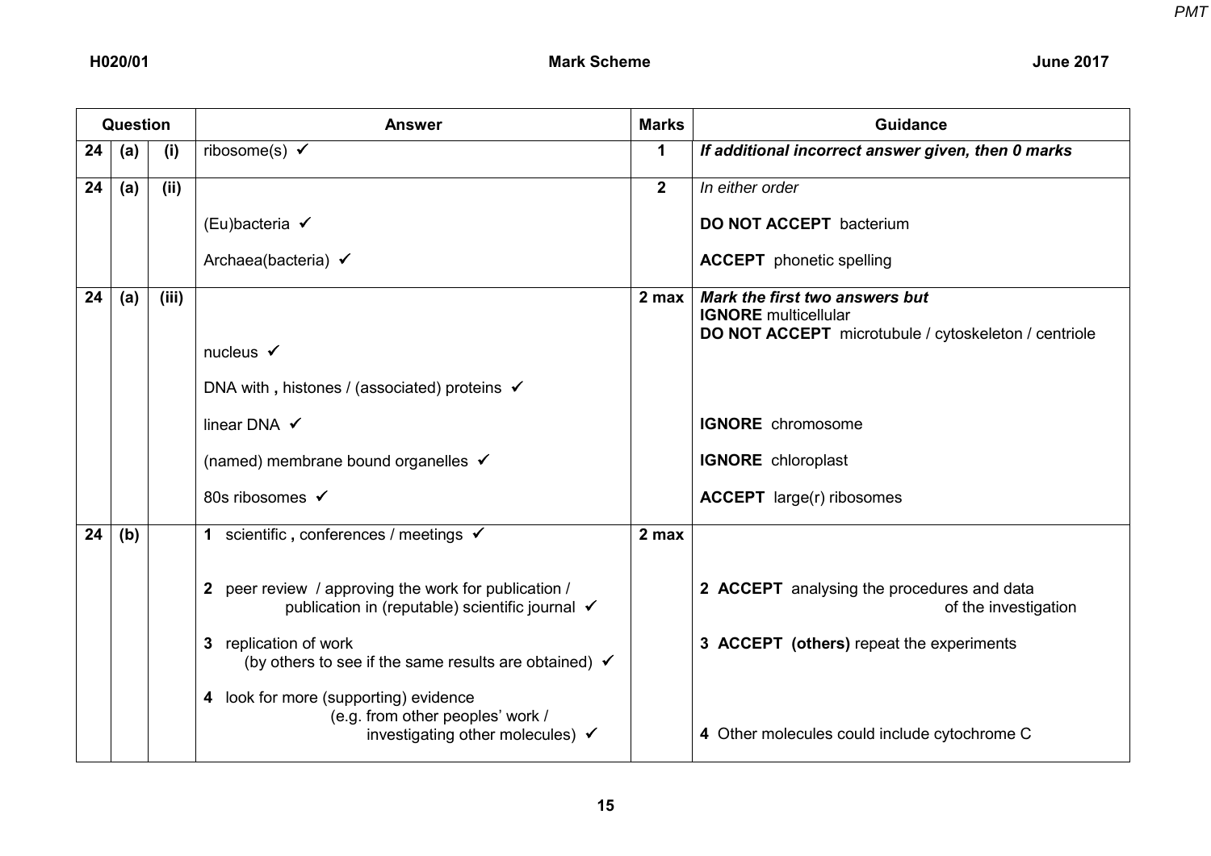| Question | | | Answer | Marks | Guidance |
|---|---|---|---|---|---|
| 24 | (a) | (i) | ribosome(s) ✓ | 1 | ***If additional incorrect answer given, then 0 marks*** |
| 24 | (a) | (ii) | (Eu)bacteria ✓<br><br>Archaea(bacteria) ✓ | 2 | *In either order*<br><br>**DO NOT ACCEPT** bacterium<br><br>**ACCEPT** phonetic spelling |
| 24 | (a) | (iii) | nucleus ✓<br><br>DNA with **,** histones / (associated) proteins ✓<br><br>linear DNA ✓<br><br>(named) membrane bound organelles ✓<br><br>80s ribosomes ✓ | 2 max | ***Mark the first two answers but***<br>**IGNORE** multicellular<br>**DO NOT ACCEPT** microtubule / cytoskeleton / centriole<br><br>**IGNORE** chromosome<br><br>**IGNORE** chloroplast<br><br>**ACCEPT** large(r) ribosomes |
| 24 | (b) | | **1** scientific **,** conferences / meetings ✓<br><br>**2** peer review / approving the work for publication / publication in (reputable) scientific journal ✓<br><br>**3** replication of work (by others to see if the same results are obtained) ✓<br><br>**4** look for more (supporting) evidence (e.g. from other peoples' work / investigating other molecules) ✓ | 2 max | <br><br>**2 ACCEPT** analysing the procedures and data of the investigation<br><br>**3 ACCEPT** **(others)** repeat the experiments<br><br>**4** Other molecules could include cytochrome C |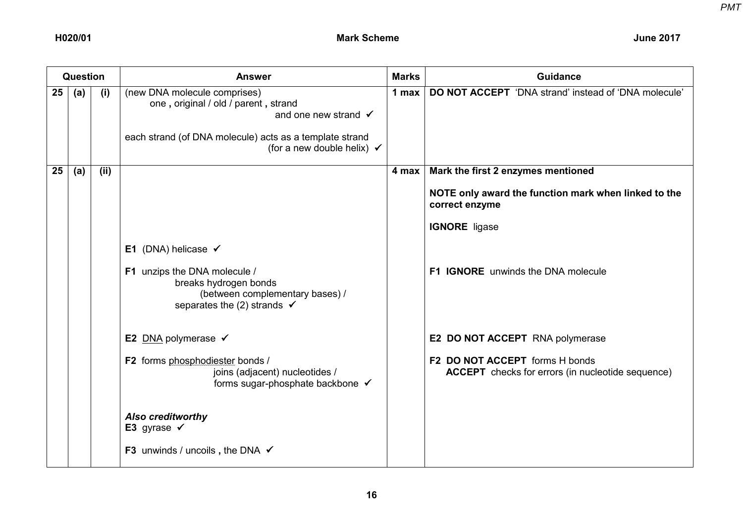| Question | | | Answer | Marks | Guidance |
|---|---|---|---|---|---|
| 25 | (a) | (i) | (new DNA molecule comprises) one **,** original / old / parent **,** strand and one new strand ✓<br><br>each strand (of DNA molecule) acts as a template strand (for a new double helix) ✓ | 1 max | **DO NOT ACCEPT** 'DNA strand' instead of 'DNA molecule' |
| 25 | (a) | (ii) | **E1** (DNA) helicase ✓<br><br>**F1** unzips the DNA molecule / breaks hydrogen bonds (between complementary bases) / separates the (2) strands ✓<br><br>**E2** DNA polymerase ✓<br><br>**F2** forms phosphodiester bonds / joins (adjacent) nucleotides / forms sugar-phosphate backbone ✓<br><br>***Also creditworthy***<br>**E3** gyrase ✓<br><br>**F3** unwinds / uncoils **,** the DNA ✓ | 4 max | **Mark the first 2 enzymes mentioned**<br><br>**NOTE only award the function mark when linked to the correct enzyme**<br><br>**IGNORE** ligase<br><br>**F1 IGNORE** unwinds the DNA molecule<br><br>**E2 DO NOT ACCEPT** RNA polymerase<br><br>**F2 DO NOT ACCEPT** forms H bonds<br>**ACCEPT** checks for errors (in nucleotide sequence) |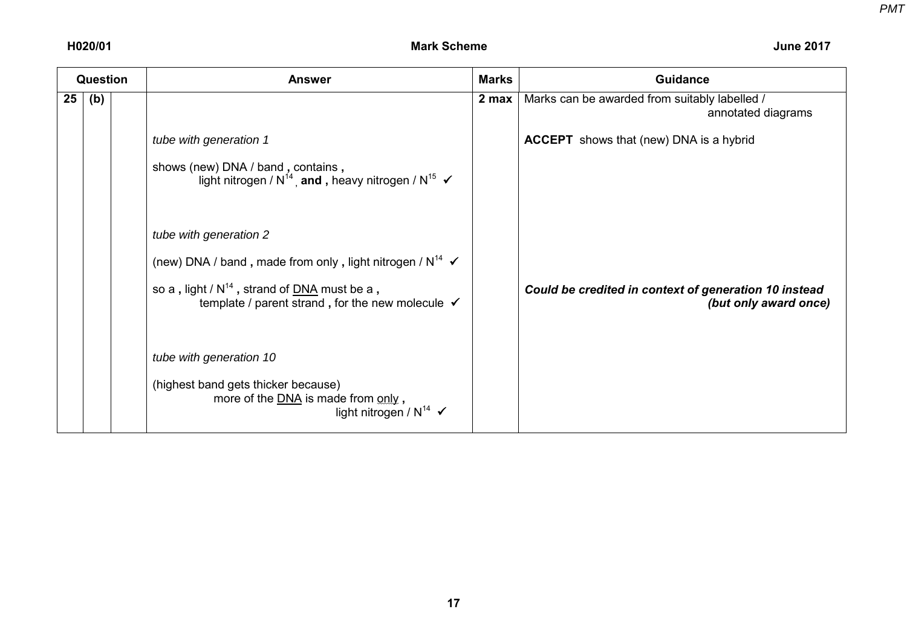| Question | | | Answer | Marks | Guidance |
|---|---|---|---|---|---|
| 25 | (b) | | | 2 max | Marks can be awarded from suitably labelled / annotated diagrams |
| | | | *tube with generation 1*<br><br>shows (new) DNA / band **,** contains **,** light nitrogen / $N^{14}$ **, and ,** heavy nitrogen / $N^{15}$ ✓ | | **ACCEPT** shows that (new) DNA is a hybrid |
| | | | *tube with generation 2*<br><br>(new) DNA / band **,** made from only **,** light nitrogen / $N^{14}$ ✓<br><br>so a **,** light / $N^{14}$ **,** strand of DNA must be a **,** template / parent strand **,** for the new molecule ✓ | | ***Could be credited in context of generation 10 instead (but only award once)*** |
| | | | *tube with generation 10*<br><br>(highest band gets thicker because) more of the DNA is made from only **,** light nitrogen / $N^{14}$ ✓ | | |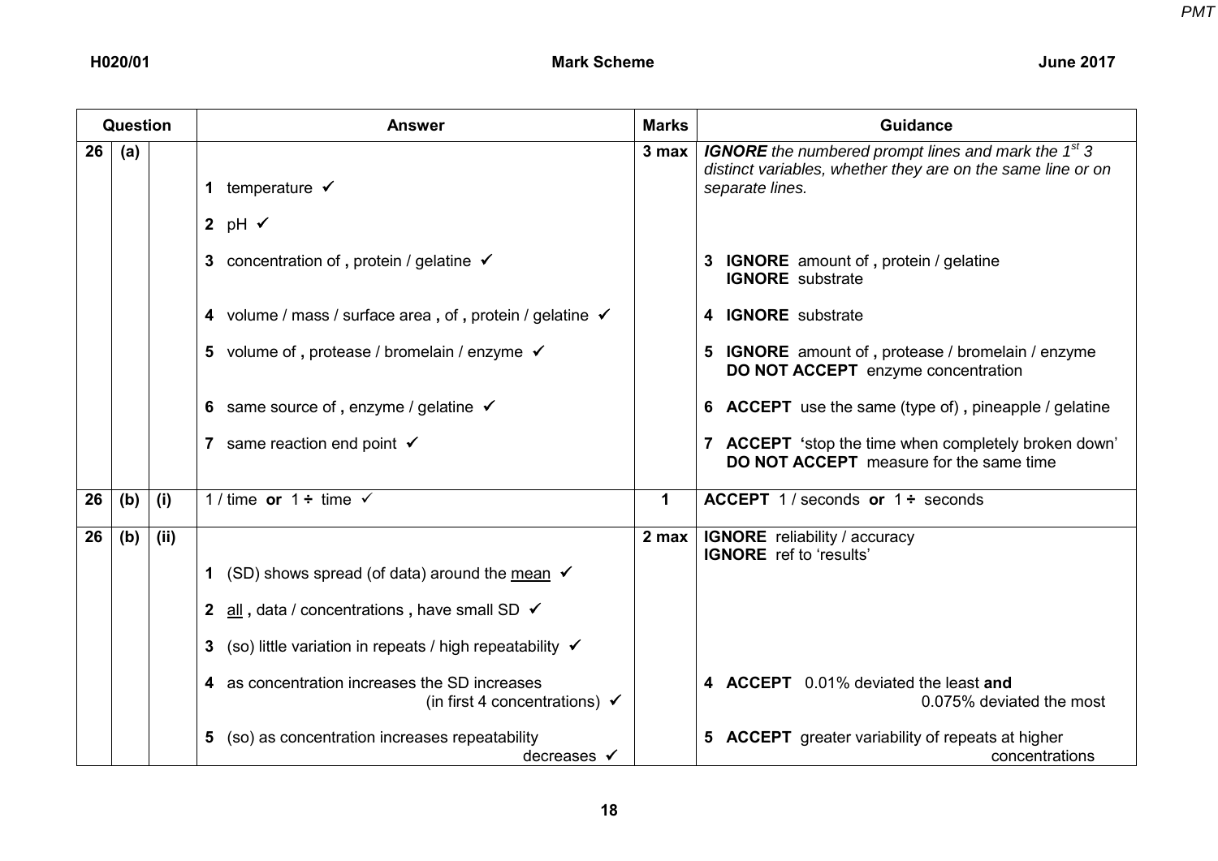| Question | | | Answer | Marks | Guidance |
|---|---|---|---|---|---|
| 26 | (a) | | 1 temperature ✓<br><br>2 pH ✓<br><br>3 concentration of **,** protein / gelatine ✓<br><br>4 volume / mass / surface area **,** of **,** protein / gelatine ✓<br><br>5 volume of **,** protease / bromelain / enzyme ✓<br><br>6 same source of **,** enzyme / gelatine ✓<br><br>7 same reaction end point ✓ | 3 max | ***IGNORE*** *the numbered prompt lines and mark the 1st 3 distinct variables, whether they are on the same line or on separate lines.*<br><br>3 **IGNORE** amount of **,** protein / gelatine **IGNORE** substrate<br><br>4 **IGNORE** substrate<br><br>5 **IGNORE** amount of **,** protease / bromelain / enzyme **DO NOT ACCEPT** enzyme concentration<br><br>6 **ACCEPT** use the same (type of) **,** pineapple / gelatine<br><br>7 **ACCEPT** 'stop the time when completely broken down' **DO NOT ACCEPT** measure for the same time |
| 26 | (b) | (i) | 1 / time **or** 1 ÷ time ✓ | 1 | **ACCEPT** 1 / seconds **or** 1 ÷ seconds |
| 26 | (b) | (ii) | 1 (SD) shows spread (of data) around the <u>mean</u> ✓<br><br>2 <u>all</u> **,** data / concentrations **,** have small SD ✓<br><br>3 (so) little variation in repeats / high repeatability ✓<br><br>4 as concentration increases the SD increases (in first 4 concentrations) ✓<br><br>5 (so) as concentration increases repeatability decreases ✓ | 2 max | **IGNORE** reliability / accuracy **IGNORE** ref to 'results'<br><br>4 **ACCEPT** 0.01% deviated the least **and** 0.075% deviated the most<br><br>5 **ACCEPT** greater variability of repeats at higher concentrations |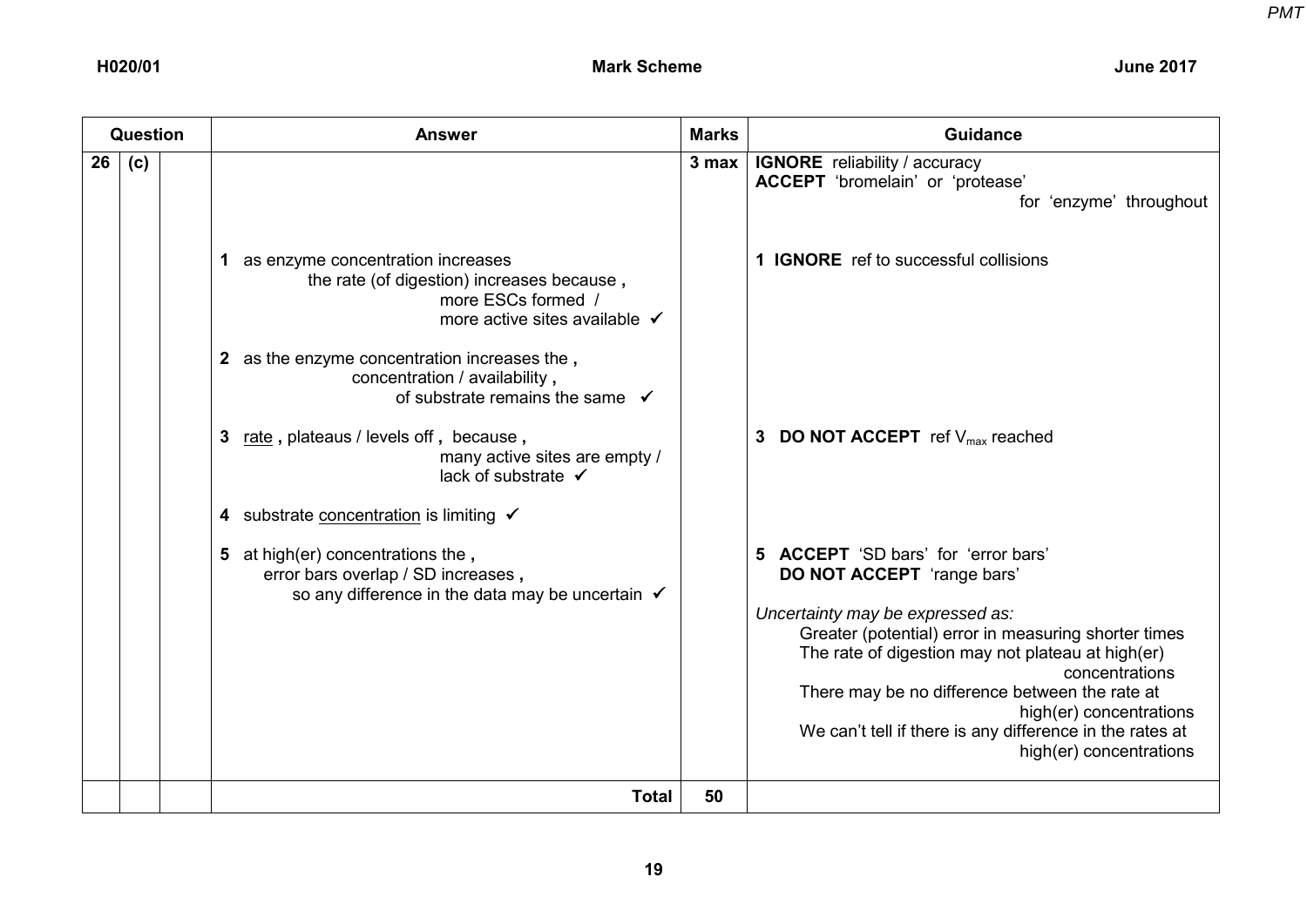| Question | | | Answer | Marks | Guidance |
|---|---|---|---|---|---|
| 26 | (c) | | **1** as enzyme concentration increases the rate (of digestion) increases because, more ESCs formed / more active sites available ✓<br><br>**2** as the enzyme concentration increases the, concentration / availability, of substrate remains the same ✓<br><br>**3** rate, plateaus / levels off, because, many active sites are empty / lack of substrate ✓<br><br>**4** substrate concentration is limiting ✓<br><br>**5** at high(er) concentrations the, error bars overlap / SD increases, so any difference in the data may be uncertain ✓ | 3 max | **IGNORE** reliability / accuracy<br>**ACCEPT** 'bromelain' or 'protease' for 'enzyme' throughout<br><br>**1 IGNORE** ref to successful collisions<br><br>**3 DO NOT ACCEPT** ref $V_{max}$ reached<br><br>**5 ACCEPT** 'SD bars' for 'error bars'<br>**DO NOT ACCEPT** 'range bars'<br><br>*Uncertainty may be expressed as:*<br>Greater (potential) error in measuring shorter times<br>The rate of digestion may not plateau at high(er) concentrations<br>There may be no difference between the rate at high(er) concentrations<br>We can't tell if there is any difference in the rates at high(er) concentrations |
| | | | **Total** | **50** | |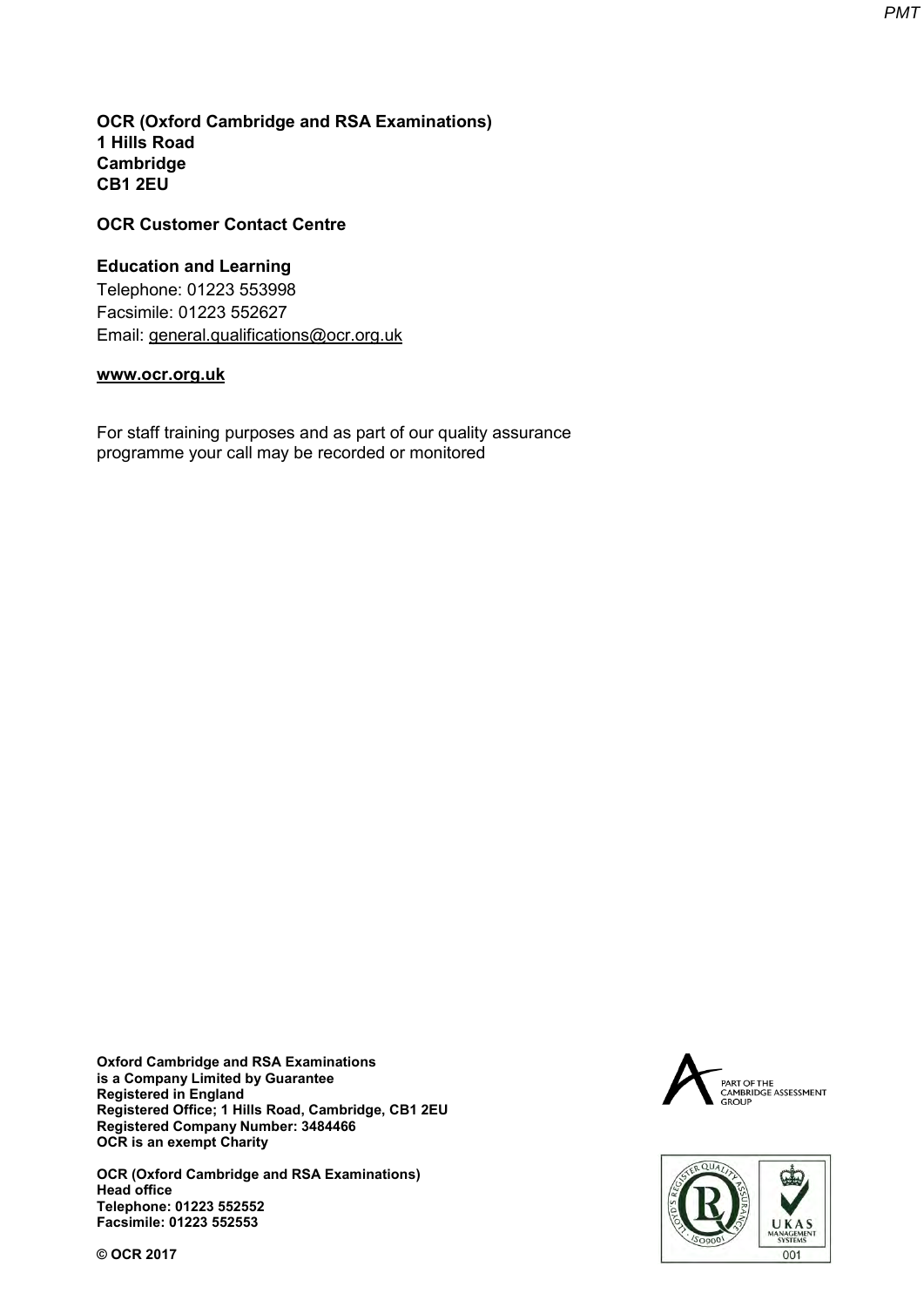**OCR (Oxford Cambridge and RSA Examinations)**
**1 Hills Road**
**Cambridge**
**CB1 2EU**

**OCR Customer Contact Centre**

**Education and Learning**
Telephone: 01223 553998
Facsimile: 01223 552627
Email: general.qualifications@ocr.org.uk

**www.ocr.org.uk**

For staff training purposes and as part of our quality assurance programme your call may be recorded or monitored

**Oxford Cambridge and RSA Examinations**
**is a Company Limited by Guarantee**
**Registered in England**
**Registered Office; 1 Hills Road, Cambridge, CB1 2EU**
**Registered Company Number: 3484466**
**OCR is an exempt Charity**

**OCR (Oxford Cambridge and RSA Examinations)**
**Head office**
**Telephone: 01223 552552**
**Facsimile: 01223 552553**

**© OCR 2017**